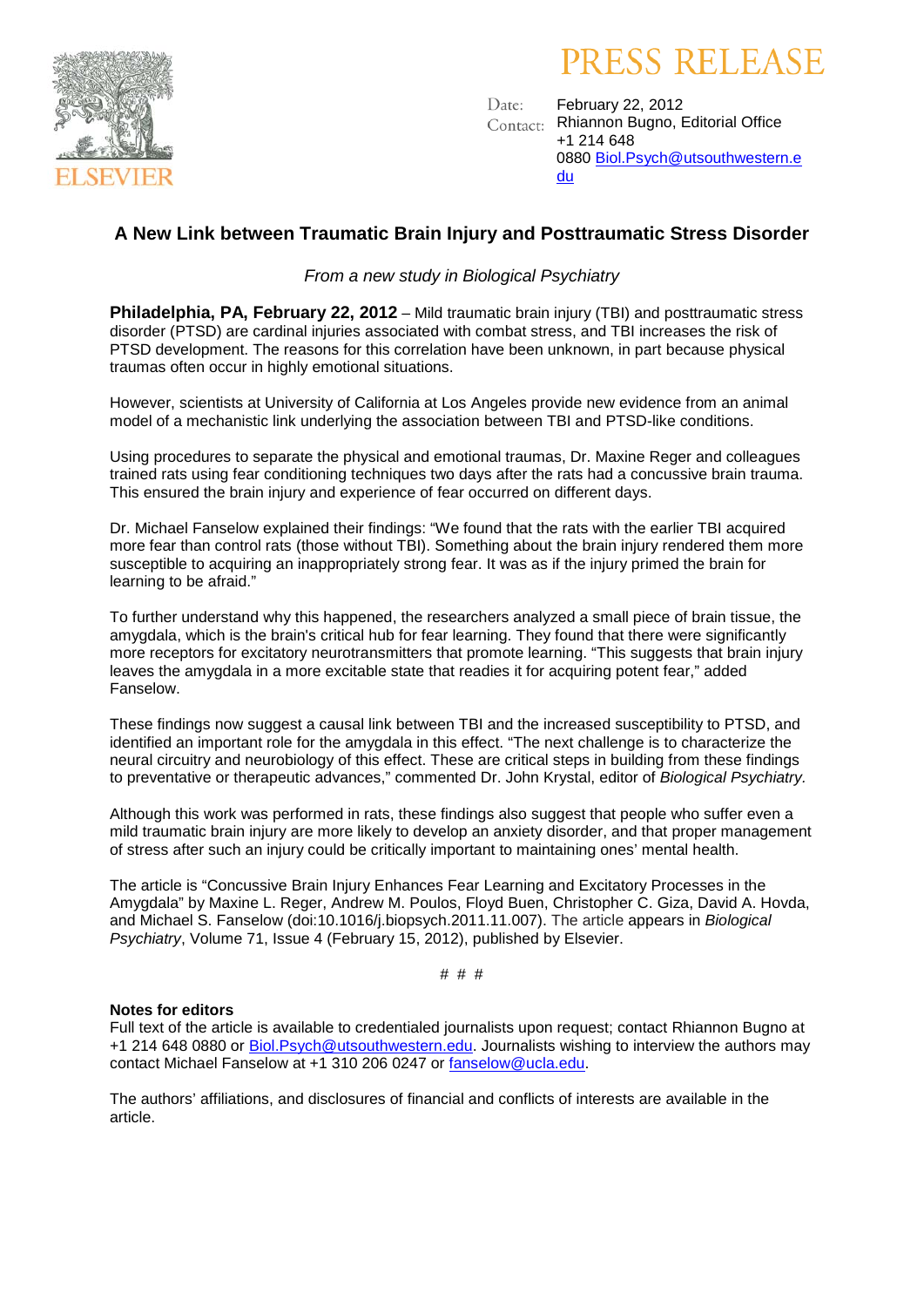# PRESS RELEASE

Date: February 22, 2012
Contact: Rhiannon Bugno, Editorial Office
+1 214 648 0880 Biol.Psych@utsouthwestern.edu

## A New Link between Traumatic Brain Injury and Posttraumatic Stress Disorder

*From a new study in Biological Psychiatry*

**Philadelphia, PA, February 22, 2012** – Mild traumatic brain injury (TBI) and posttraumatic stress disorder (PTSD) are cardinal injuries associated with combat stress, and TBI increases the risk of PTSD development. The reasons for this correlation have been unknown, in part because physical traumas often occur in highly emotional situations.

However, scientists at University of California at Los Angeles provide new evidence from an animal model of a mechanistic link underlying the association between TBI and PTSD-like conditions.

Using procedures to separate the physical and emotional traumas, Dr. Maxine Reger and colleagues trained rats using fear conditioning techniques two days after the rats had a concussive brain trauma. This ensured the brain injury and experience of fear occurred on different days.

Dr. Michael Fanselow explained their findings: "We found that the rats with the earlier TBI acquired more fear than control rats (those without TBI). Something about the brain injury rendered them more susceptible to acquiring an inappropriately strong fear. It was as if the injury primed the brain for learning to be afraid."

To further understand why this happened, the researchers analyzed a small piece of brain tissue, the amygdala, which is the brain's critical hub for fear learning. They found that there were significantly more receptors for excitatory neurotransmitters that promote learning. "This suggests that brain injury leaves the amygdala in a more excitable state that readies it for acquiring potent fear," added Fanselow.

These findings now suggest a causal link between TBI and the increased susceptibility to PTSD, and identified an important role for the amygdala in this effect. "The next challenge is to characterize the neural circuitry and neurobiology of this effect. These are critical steps in building from these findings to preventative or therapeutic advances," commented Dr. John Krystal, editor of *Biological Psychiatry*.

Although this work was performed in rats, these findings also suggest that people who suffer even a mild traumatic brain injury are more likely to develop an anxiety disorder, and that proper management of stress after such an injury could be critically important to maintaining ones' mental health.

The article is "Concussive Brain Injury Enhances Fear Learning and Excitatory Processes in the Amygdala" by Maxine L. Reger, Andrew M. Poulos, Floyd Buen, Christopher C. Giza, David A. Hovda, and Michael S. Fanselow (doi:10.1016/j.biopsych.2011.11.007). The article appears in *Biological Psychiatry*, Volume 71, Issue 4 (February 15, 2012), published by Elsevier.

# # #

**Notes for editors**
Full text of the article is available to credentialed journalists upon request; contact Rhiannon Bugno at +1 214 648 0880 or Biol.Psych@utsouthwestern.edu. Journalists wishing to interview the authors may contact Michael Fanselow at +1 310 206 0247 or fanselow@ucla.edu.

The authors' affiliations, and disclosures of financial and conflicts of interests are available in the article.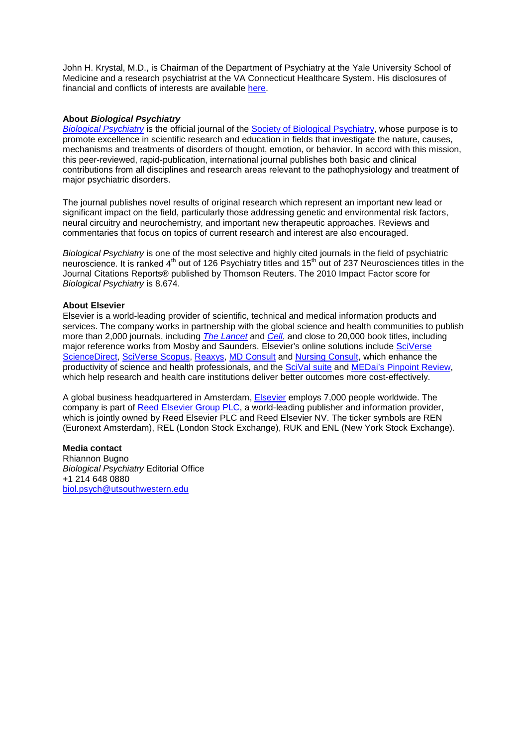John H. Krystal, M.D., is Chairman of the Department of Psychiatry at the Yale University School of Medicine and a research psychiatrist at the VA Connecticut Healthcare System. His disclosures of financial and conflicts of interests are available here.

**About *Biological Psychiatry***

*Biological Psychiatry* is the official journal of the Society of Biological Psychiatry, whose purpose is to promote excellence in scientific research and education in fields that investigate the nature, causes, mechanisms and treatments of disorders of thought, emotion, or behavior. In accord with this mission, this peer-reviewed, rapid-publication, international journal publishes both basic and clinical contributions from all disciplines and research areas relevant to the pathophysiology and treatment of major psychiatric disorders.

The journal publishes novel results of original research which represent an important new lead or significant impact on the field, particularly those addressing genetic and environmental risk factors, neural circuitry and neurochemistry, and important new therapeutic approaches. Reviews and commentaries that focus on topics of current research and interest are also encouraged.

*Biological Psychiatry* is one of the most selective and highly cited journals in the field of psychiatric neuroscience. It is ranked 4th out of 126 Psychiatry titles and 15th out of 237 Neurosciences titles in the Journal Citations Reports® published by Thomson Reuters. The 2010 Impact Factor score for *Biological Psychiatry* is 8.674.

**About Elsevier**

Elsevier is a world-leading provider of scientific, technical and medical information products and services. The company works in partnership with the global science and health communities to publish more than 2,000 journals, including *The Lancet* and *Cell*, and close to 20,000 book titles, including major reference works from Mosby and Saunders. Elsevier's online solutions include SciVerse ScienceDirect, SciVerse Scopus, Reaxys, MD Consult and Nursing Consult, which enhance the productivity of science and health professionals, and the SciVal suite and MEDai's Pinpoint Review, which help research and health care institutions deliver better outcomes more cost-effectively.

A global business headquartered in Amsterdam, Elsevier employs 7,000 people worldwide. The company is part of Reed Elsevier Group PLC, a world-leading publisher and information provider, which is jointly owned by Reed Elsevier PLC and Reed Elsevier NV. The ticker symbols are REN (Euronext Amsterdam), REL (London Stock Exchange), RUK and ENL (New York Stock Exchange).

**Media contact**

Rhiannon Bugno
*Biological Psychiatry* Editorial Office
+1 214 648 0880
biol.psych@utsouthwestern.edu